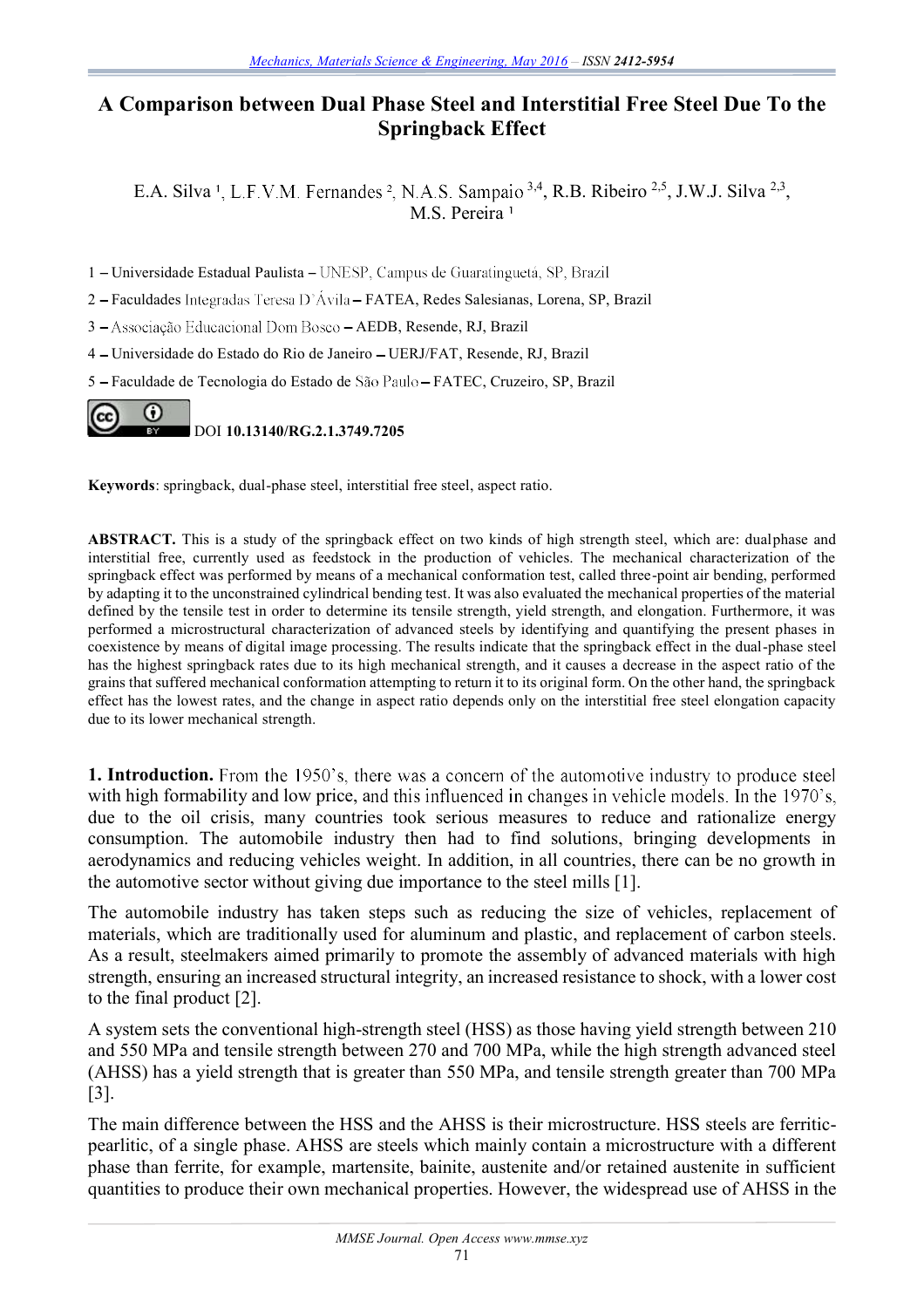# A Comparison between Dual Phase Steel and Interstitial Free Steel Due To the Springback Effect

E.A. Silva [1], L.F.V.M. Fernandes [2], N.A.S. Sampaio [3,4], R.B. Ribeiro [2,5], J.W.J. Silva [2,3], M.S. Pereira [1]

1 – Universidade Estadual Paulista – UNESP, Campus de Guaratinguetá, SP, Brazil

2 – Faculdades Integradas Teresa D´Ávila – FATEA, Redes Salesianas, Lorena, SP, Brazil

3 – Associação Educacional Dom Bosco – AEDB, Resende, RJ, Brazil

4 – Universidade do Estado do Rio de Janeiro – UERJ/FAT, Resende, RJ, Brazil

5 – Faculdade de Tecnologia do Estado de São Paulo – FATEC, Cruzeiro, SP, Brazil

DOI **10.13140/RG.2.1.3749.7205**

**Keywords**: springback, dual-phase steel, interstitial free steel, aspect ratio.

**ABSTRACT.** This is a study of the springback effect on two kinds of high strength steel, which are: dualphase and interstitial free, currently used as feedstock in the production of vehicles. The mechanical characterization of the springback effect was performed by means of a mechanical conformation test, called three-point air bending, performed by adapting it to the unconstrained cylindrical bending test. It was also evaluated the mechanical properties of the material defined by the tensile test in order to determine its tensile strength, yield strength, and elongation. Furthermore, it was performed a microstructural characterization of advanced steels by identifying and quantifying the present phases in coexistence by means of digital image processing. The results indicate that the springback effect in the dual-phase steel has the highest springback rates due to its high mechanical strength, and it causes a decrease in the aspect ratio of the grains that suffered mechanical conformation attempting to return it to its original form. On the other hand, the springback effect has the lowest rates, and the change in aspect ratio depends only on the interstitial free steel elongation capacity due to its lower mechanical strength.

**1. Introduction.** From the 1950's, there was a concern of the automotive industry to produce steel with high formability and low price, and this influenced in changes in vehicle models. In the 1970's, due to the oil crisis, many countries took serious measures to reduce and rationalize energy consumption. The automobile industry then had to find solutions, bringing developments in aerodynamics and reducing vehicles weight. In addition, in all countries, there can be no growth in the automotive sector without giving due importance to the steel mills [1].

The automobile industry has taken steps such as reducing the size of vehicles, replacement of materials, which are traditionally used for aluminum and plastic, and replacement of carbon steels. As a result, steelmakers aimed primarily to promote the assembly of advanced materials with high strength, ensuring an increased structural integrity, an increased resistance to shock, with a lower cost to the final product [2].

A system sets the conventional high-strength steel (HSS) as those having yield strength between 210 and 550 MPa and tensile strength between 270 and 700 MPa, while the high strength advanced steel (AHSS) has a yield strength that is greater than 550 MPa, and tensile strength greater than 700 MPa [3].

The main difference between the HSS and the AHSS is their microstructure. HSS steels are ferritic-pearlitic, of a single phase. AHSS are steels which mainly contain a microstructure with a different phase than ferrite, for example, martensite, bainite, austenite and/or retained austenite in sufficient quantities to produce their own mechanical properties. However, the widespread use of AHSS in the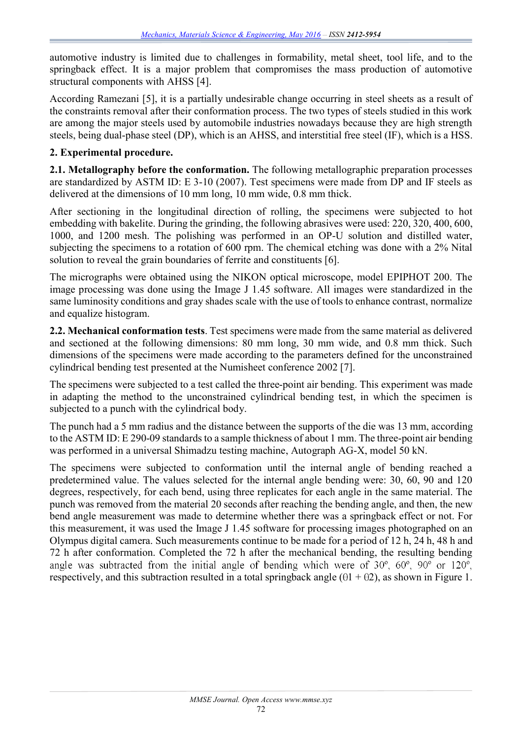automotive industry is limited due to challenges in formability, metal sheet, tool life, and to the springback effect. It is a major problem that compromises the mass production of automotive structural components with AHSS [4].

According Ramezani [5], it is a partially undesirable change occurring in steel sheets as a result of the constraints removal after their conformation process. The two types of steels studied in this work are among the major steels used by automobile industries nowadays because they are high strength steels, being dual-phase steel (DP), which is an AHSS, and interstitial free steel (IF), which is a HSS.

## 2. Experimental procedure.

**2.1. Metallography before the conformation.** The following metallographic preparation processes are standardized by ASTM ID: E 3-10 (2007). Test specimens were made from DP and IF steels as delivered at the dimensions of 10 mm long, 10 mm wide, 0.8 mm thick.

After sectioning in the longitudinal direction of rolling, the specimens were subjected to hot embedding with bakelite. During the grinding, the following abrasives were used: 220, 320, 400, 600, 1000, and 1200 mesh. The polishing was performed in an OP-U solution and distilled water, subjecting the specimens to a rotation of 600 rpm. The chemical etching was done with a 2% Nital solution to reveal the grain boundaries of ferrite and constituents [6].

The micrographs were obtained using the NIKON optical microscope, model EPIPHOT 200. The image processing was done using the Image J 1.45 software. All images were standardized in the same luminosity conditions and gray shades scale with the use of tools to enhance contrast, normalize and equalize histogram.

**2.2. Mechanical conformation tests**. Test specimens were made from the same material as delivered and sectioned at the following dimensions: 80 mm long, 30 mm wide, and 0.8 mm thick. Such dimensions of the specimens were made according to the parameters defined for the unconstrained cylindrical bending test presented at the Numisheet conference 2002 [7].

The specimens were subjected to a test called the three-point air bending. This experiment was made in adapting the method to the unconstrained cylindrical bending test, in which the specimen is subjected to a punch with the cylindrical body.

The punch had a 5 mm radius and the distance between the supports of the die was 13 mm, according to the ASTM ID: E 290-09 standards to a sample thickness of about 1 mm. The three-point air bending was performed in a universal Shimadzu testing machine, Autograph AG-X, model 50 kN.

The specimens were subjected to conformation until the internal angle of bending reached a predetermined value. The values selected for the internal angle bending were: 30, 60, 90 and 120 degrees, respectively, for each bend, using three replicates for each angle in the same material. The punch was removed from the material 20 seconds after reaching the bending angle, and then, the new bend angle measurement was made to determine whether there was a springback effect or not. For this measurement, it was used the Image J 1.45 software for processing images photographed on an Olympus digital camera. Such measurements continue to be made for a period of 12 h, 24 h, 48 h and 72 h after conformation. Completed the 72 h after the mechanical bending, the resulting bending angle was subtracted from the initial angle of bending which were of 30º, 60º, 90º or 120º, respectively, and this subtraction resulted in a total springback angle ($\theta 1 + \theta 2$), as shown in Figure 1.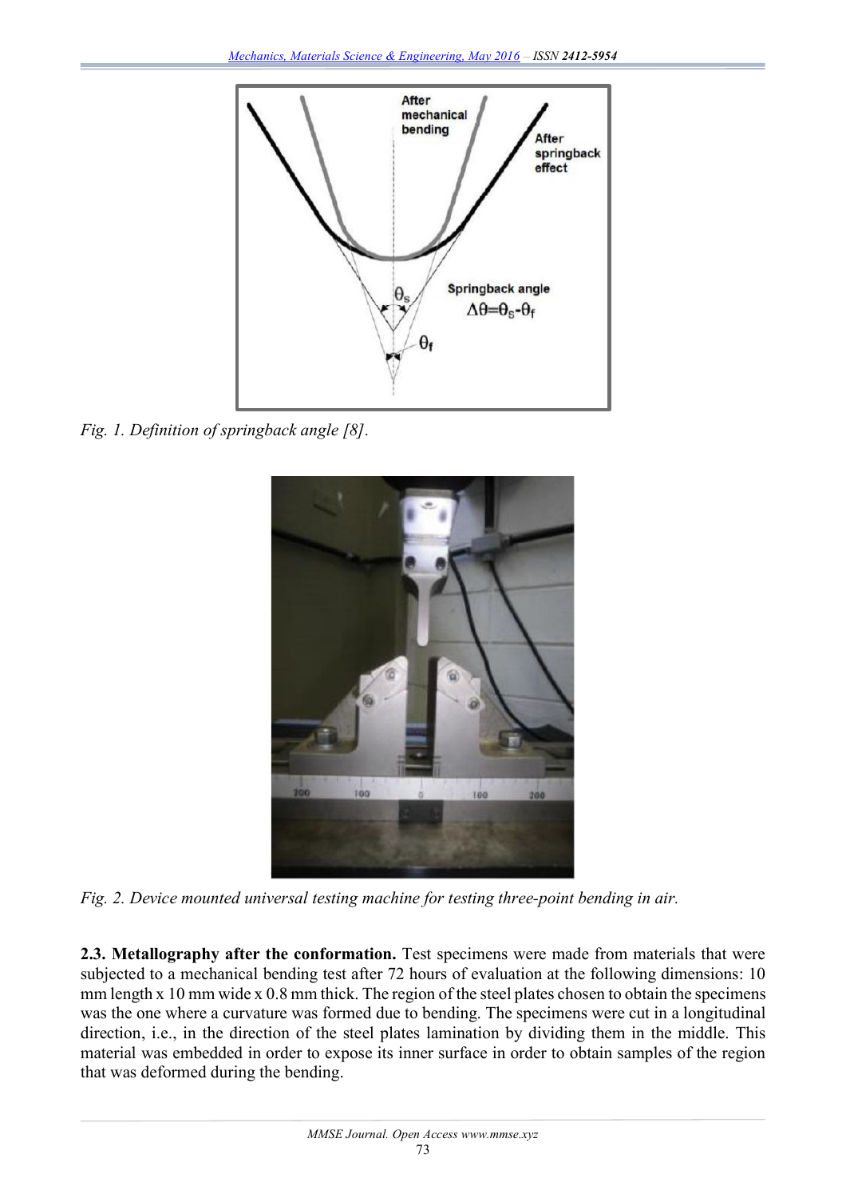Fig. 1. Definition of springback angle [8].

Fig. 2. Device mounted universal testing machine for testing three-point bending in air.

**2.3. Metallography after the conformation.** Test specimens were made from materials that were subjected to a mechanical bending test after 72 hours of evaluation at the following dimensions: 10 mm length x 10 mm wide x 0.8 mm thick. The region of the steel plates chosen to obtain the specimens was the one where a curvature was formed due to bending. The specimens were cut in a longitudinal direction, i.e., in the direction of the steel plates lamination by dividing them in the middle. This material was embedded in order to expose its inner surface in order to obtain samples of the region that was deformed during the bending.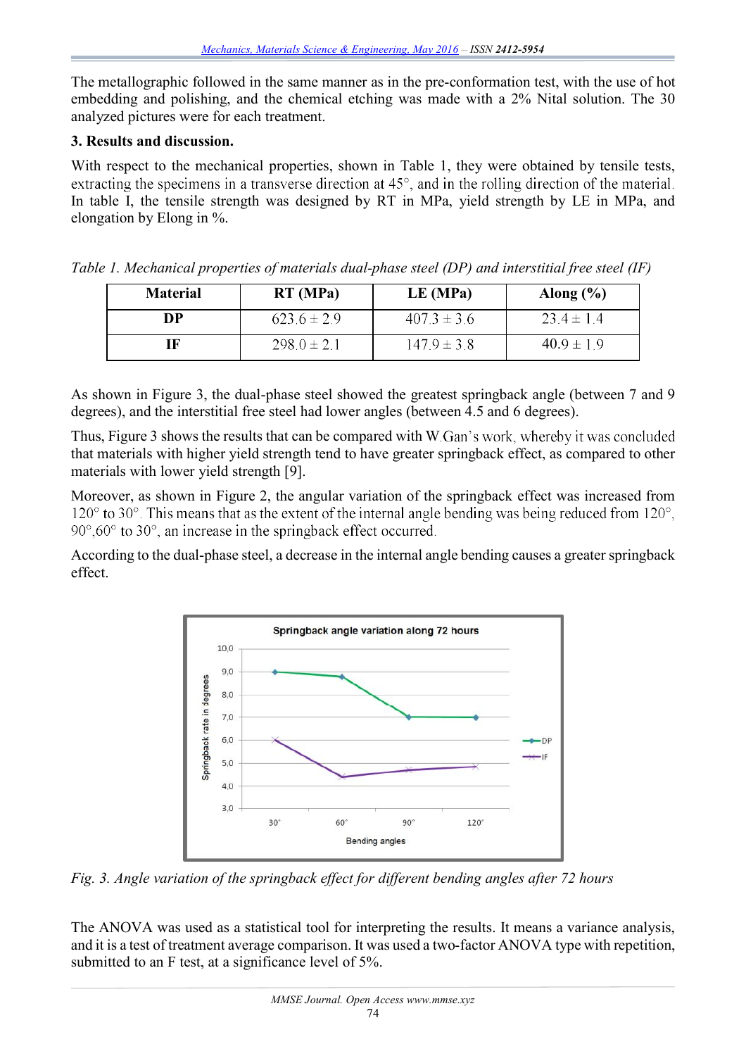The metallographic followed in the same manner as in the pre-conformation test, with the use of hot embedding and polishing, and the chemical etching was made with a 2% Nital solution. The 30 analyzed pictures were for each treatment.

**3. Results and discussion.**

With respect to the mechanical properties, shown in Table 1, they were obtained by tensile tests, extracting the specimens in a transverse direction at 45°, and in the rolling direction of the material. In table I, the tensile strength was designed by RT in MPa, yield strength by LE in MPa, and elongation by Elong in %.

*Table 1. Mechanical properties of materials dual-phase steel (DP) and interstitial free steel (IF)*

| Material | RT (MPa) | LE (MPa) | Along (%) |
|---|---|---|---|
| **DP** | 623.6 ± 2.9 | 407.3 ± 3.6 | 23.4 ± 1.4 |
| **IF** | 298.0 ± 2.1 | 147.9 ± 3.8 | 40.9 ± 1.9 |

As shown in Figure 3, the dual-phase steel showed the greatest springback angle (between 7 and 9 degrees), and the interstitial free steel had lower angles (between 4.5 and 6 degrees).

Thus, Figure 3 shows the results that can be compared with W.Gan's work, whereby it was concluded that materials with higher yield strength tend to have greater springback effect, as compared to other materials with lower yield strength [9].

Moreover, as shown in Figure 2, the angular variation of the springback effect was increased from 120° to 30°. This means that as the extent of the internal angle bending was being reduced from 120°, 90°,60° to 30°, an increase in the springback effect occurred.

According to the dual-phase steel, a decrease in the internal angle bending causes a greater springback effect.

*Fig. 3. Angle variation of the springback effect for different bending angles after 72 hours*

The ANOVA was used as a statistical tool for interpreting the results. It means a variance analysis, and it is a test of treatment average comparison. It was used a two-factor ANOVA type with repetition, submitted to an F test, at a significance level of 5%.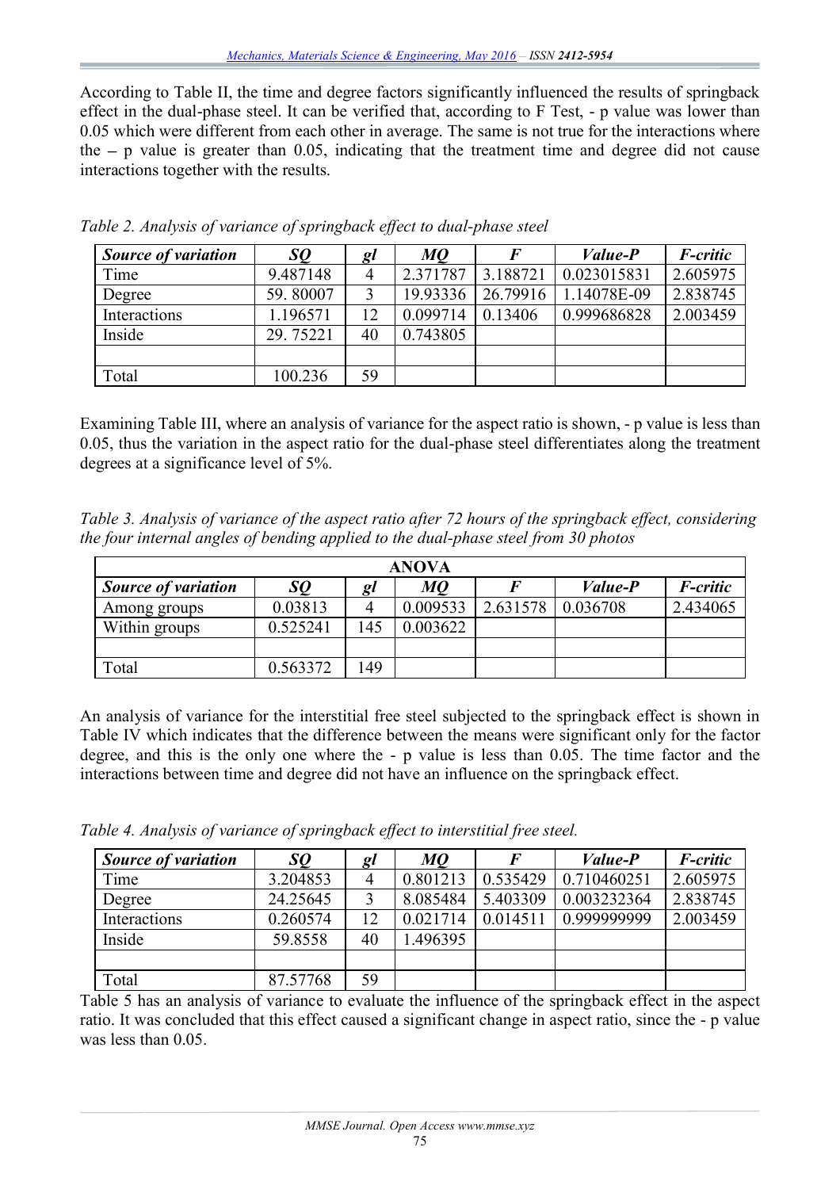According to Table II, the time and degree factors significantly influenced the results of springback effect in the dual-phase steel. It can be verified that, according to F Test, - p value was lower than 0.05 which were different from each other in average. The same is not true for the interactions where the – p value is greater than 0.05, indicating that the treatment time and degree did not cause interactions together with the results.

*Table 2. Analysis of variance of springback effect to dual-phase steel*

| ***Source of variation*** | ***SQ*** | ***gl*** | ***MQ*** | ***F*** | ***Value-P*** | ***F-critic*** |
|---|---|---|---|---|---|---|
| Time | 9.487148 | 4 | 2.371787 | 3.188721 | 0.023015831 | 2.605975 |
| Degree | 59. 80007 | 3 | 19.93336 | 26.79916 | 1.14078E-09 | 2.838745 |
| Interactions | 1.196571 | 12 | 0.099714 | 0.13406 | 0.999686828 | 2.003459 |
| Inside | 29. 75221 | 40 | 0.743805 | | | |
| | | | | | | |
| Total | 100.236 | 59 | | | | |

Examining Table III, where an analysis of variance for the aspect ratio is shown, - p value is less than 0.05, thus the variation in the aspect ratio for the dual-phase steel differentiates along the treatment degrees at a significance level of 5%.

*Table 3. Analysis of variance of the aspect ratio after 72 hours of the springback effect, considering the four internal angles of bending applied to the dual-phase steel from 30 photos*

| **ANOVA** | | | | | | |
|---|---|---|---|---|---|---|
| ***Source of variation*** | ***SQ*** | ***gl*** | ***MQ*** | ***F*** | ***Value-P*** | ***F-critic*** |
| Among groups | 0.03813 | 4 | 0.009533 | 2.631578 | 0.036708 | 2.434065 |
| Within groups | 0.525241 | 145 | 0.003622 | | | |
| | | | | | | |
| Total | 0.563372 | 149 | | | | |

An analysis of variance for the interstitial free steel subjected to the springback effect is shown in Table IV which indicates that the difference between the means were significant only for the factor degree, and this is the only one where the - p value is less than 0.05. The time factor and the interactions between time and degree did not have an influence on the springback effect.

*Table 4. Analysis of variance of springback effect to interstitial free steel.*

| ***Source of variation*** | ***SQ*** | ***gl*** | ***MQ*** | ***F*** | ***Value-P*** | ***F-critic*** |
|---|---|---|---|---|---|---|
| Time | 3.204853 | 4 | 0.801213 | 0.535429 | 0.710460251 | 2.605975 |
| Degree | 24.25645 | 3 | 8.085484 | 5.403309 | 0.003232364 | 2.838745 |
| Interactions | 0.260574 | 12 | 0.021714 | 0.014511 | 0.999999999 | 2.003459 |
| Inside | 59.8558 | 40 | 1.496395 | | | |
| | | | | | | |
| Total | 87.57768 | 59 | | | | |

Table 5 has an analysis of variance to evaluate the influence of the springback effect in the aspect ratio. It was concluded that this effect caused a significant change in aspect ratio, since the - p value was less than 0.05.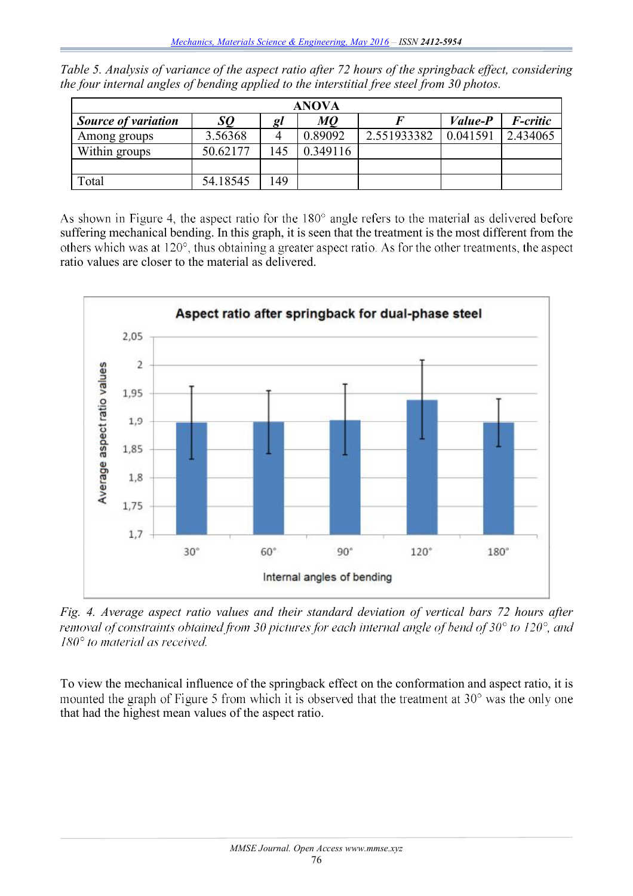*Table 5. Analysis of variance of the aspect ratio after 72 hours of the springback effect, considering the four internal angles of bending applied to the interstitial free steel from 30 photos.*

| ANOVA | | | | | | |
|---|---|---|---|---|---|---|
| ***Source of variation*** | ***SQ*** | ***gl*** | ***MQ*** | ***F*** | ***Value-P*** | ***F-critic*** |
| Among groups | 3.56368 | 4 | 0.89092 | 2.551933382 | 0.041591 | 2.434065 |
| Within groups | 50.62177 | 145 | 0.349116 | | | |
| | | | | | | |
| Total | 54.18545 | 149 | | | | |

As shown in Figure 4, the aspect ratio for the 180° angle refers to the material as delivered before suffering mechanical bending. In this graph, it is seen that the treatment is the most different from the others which was at 120°, thus obtaining a greater aspect ratio. As for the other treatments, the aspect ratio values are closer to the material as delivered.

*Fig. 4. Average aspect ratio values and their standard deviation of vertical bars 72 hours after removal of constraints obtained from 30 pictures for each internal angle of bend of 30° to 120°, and 180° to material as received.*

To view the mechanical influence of the springback effect on the conformation and aspect ratio, it is mounted the graph of Figure 5 from which it is observed that the treatment at 30° was the only one that had the highest mean values of the aspect ratio.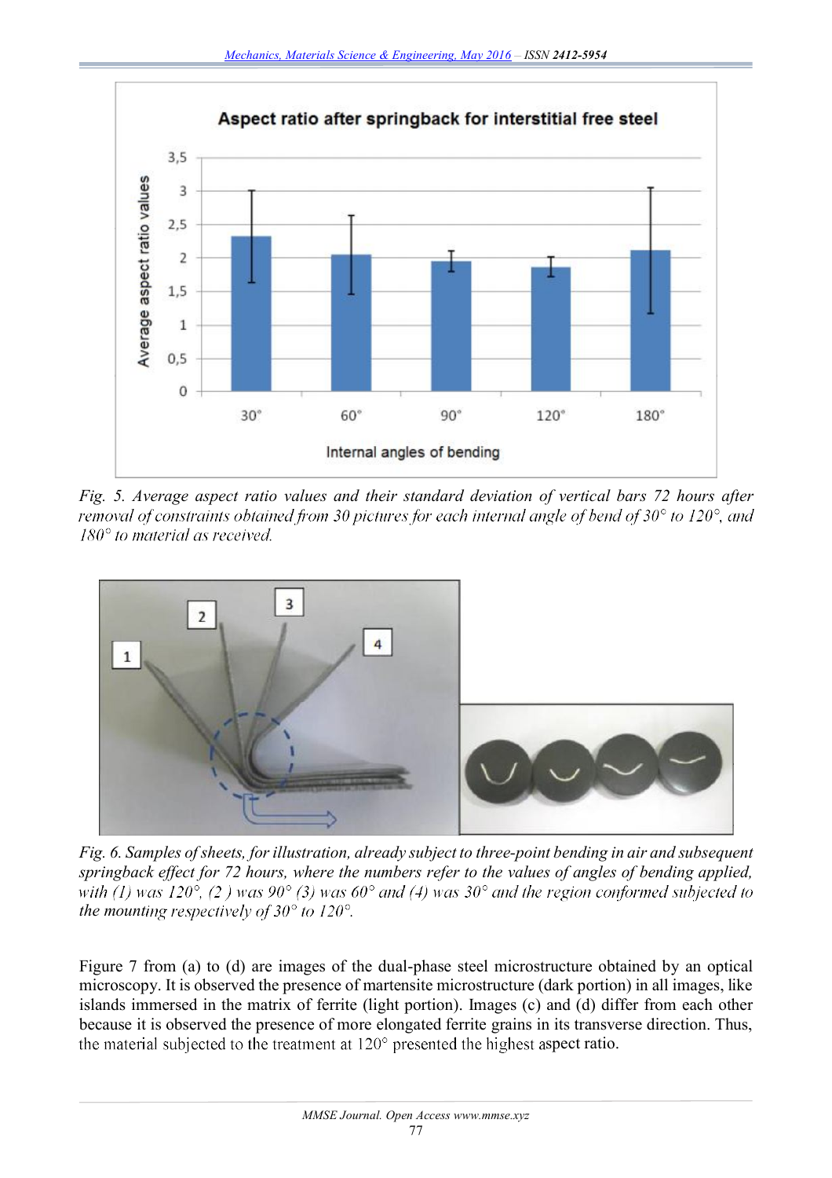Fig. 5. Average aspect ratio values and their standard deviation of vertical bars 72 hours after removal of constraints obtained from 30 pictures for each internal angle of bend of 30° to 120°, and 180° to material as received.

Fig. 6. Samples of sheets, for illustration, already subject to three-point bending in air and subsequent springback effect for 72 hours, where the numbers refer to the values of angles of bending applied, with (1) was 120°, (2 ) was 90° (3) was 60° and (4) was 30° and the region conformed subjected to the mounting respectively of 30° to 120°.

Figure 7 from (a) to (d) are images of the dual-phase steel microstructure obtained by an optical microscopy. It is observed the presence of martensite microstructure (dark portion) in all images, like islands immersed in the matrix of ferrite (light portion). Images (c) and (d) differ from each other because it is observed the presence of more elongated ferrite grains in its transverse direction. Thus, the material subjected to the treatment at 120° presented the highest aspect ratio.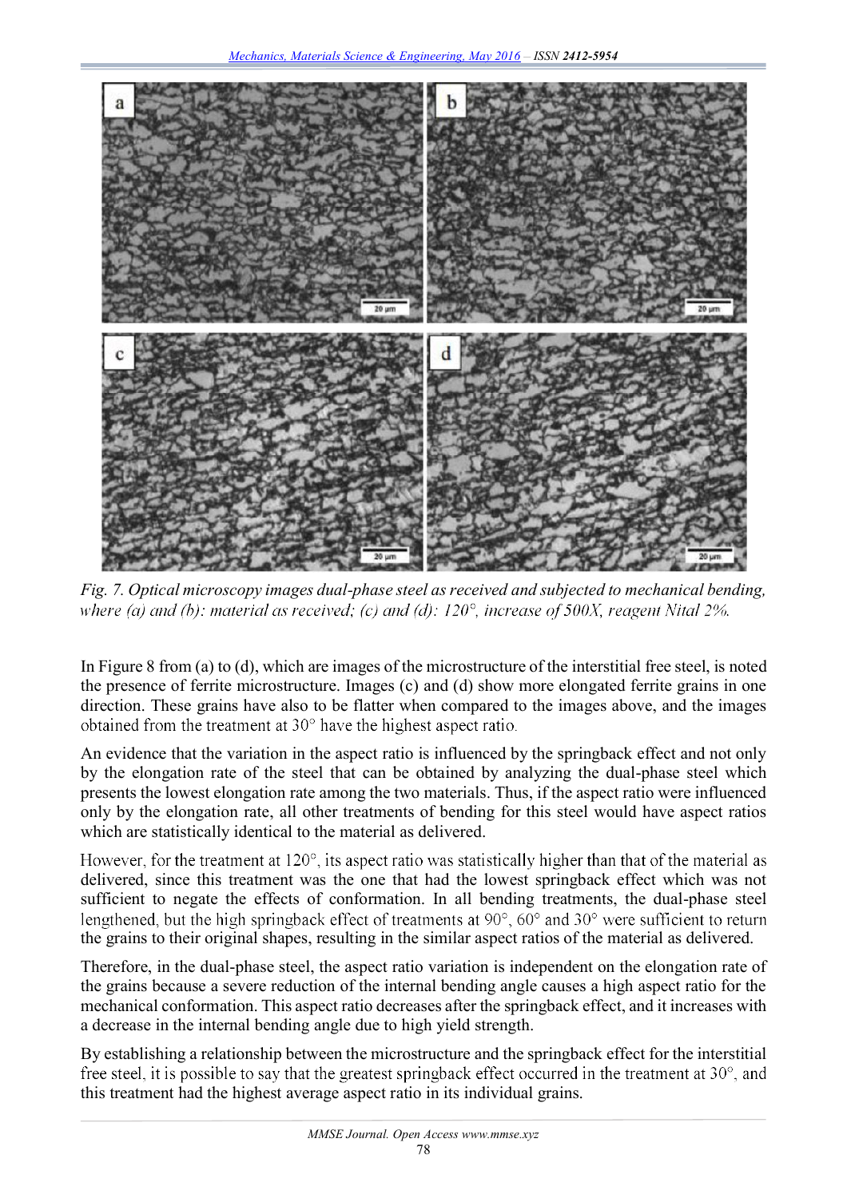*Fig. 7. Optical microscopy images dual-phase steel as received and subjected to mechanical bending, where (a) and (b): material as received; (c) and (d): 120°, increase of 500X, reagent Nital 2%.*

In Figure 8 from (a) to (d), which are images of the microstructure of the interstitial free steel, is noted the presence of ferrite microstructure. Images (c) and (d) show more elongated ferrite grains in one direction. These grains have also to be flatter when compared to the images above, and the images obtained from the treatment at 30° have the highest aspect ratio.

An evidence that the variation in the aspect ratio is influenced by the springback effect and not only by the elongation rate of the steel that can be obtained by analyzing the dual-phase steel which presents the lowest elongation rate among the two materials. Thus, if the aspect ratio were influenced only by the elongation rate, all other treatments of bending for this steel would have aspect ratios which are statistically identical to the material as delivered.

However, for the treatment at 120°, its aspect ratio was statistically higher than that of the material as delivered, since this treatment was the one that had the lowest springback effect which was not sufficient to negate the effects of conformation. In all bending treatments, the dual-phase steel lengthened, but the high springback effect of treatments at 90°, 60° and 30° were sufficient to return the grains to their original shapes, resulting in the similar aspect ratios of the material as delivered.

Therefore, in the dual-phase steel, the aspect ratio variation is independent on the elongation rate of the grains because a severe reduction of the internal bending angle causes a high aspect ratio for the mechanical conformation. This aspect ratio decreases after the springback effect, and it increases with a decrease in the internal bending angle due to high yield strength.

By establishing a relationship between the microstructure and the springback effect for the interstitial free steel, it is possible to say that the greatest springback effect occurred in the treatment at 30°, and this treatment had the highest average aspect ratio in its individual grains.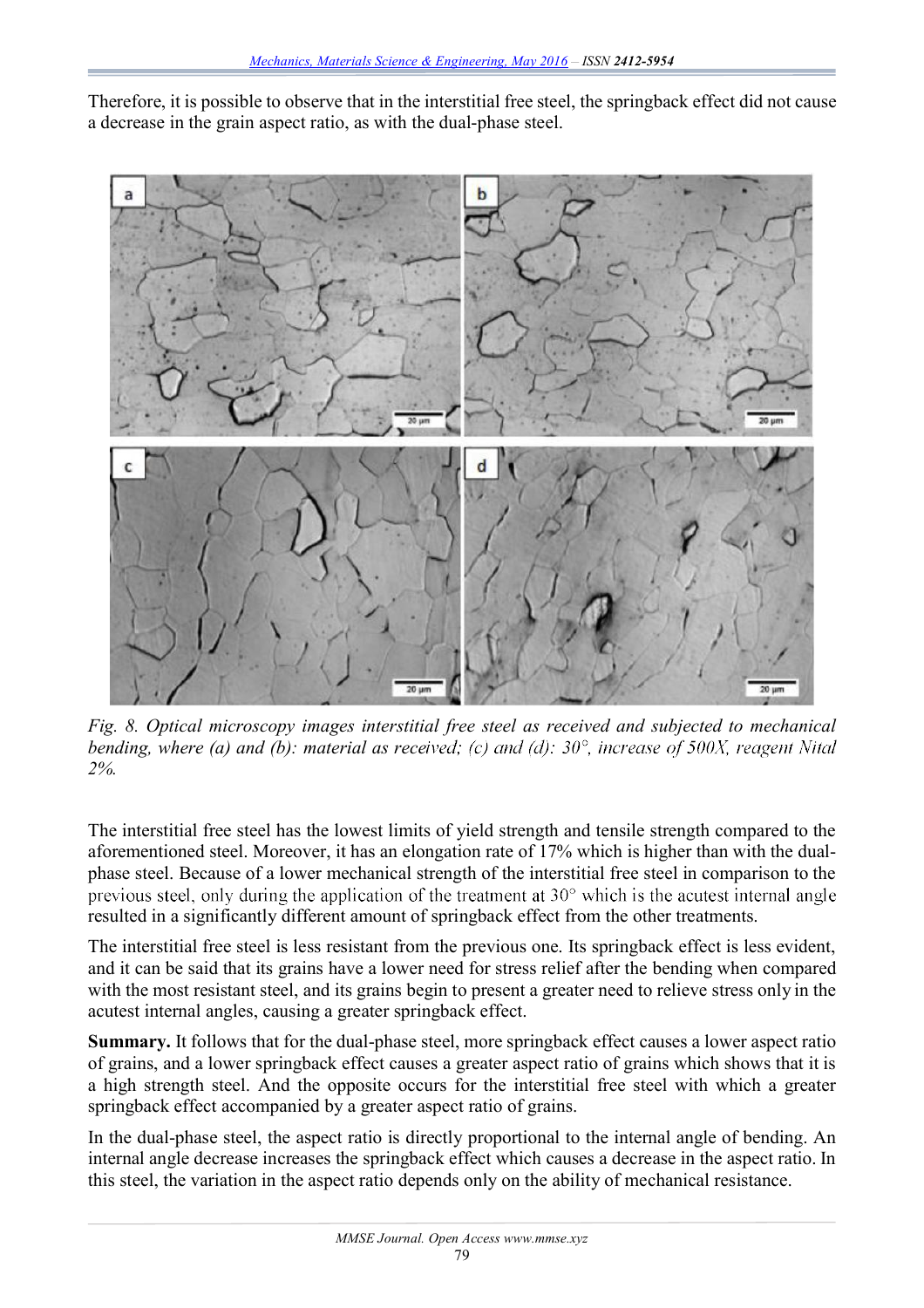Therefore, it is possible to observe that in the interstitial free steel, the springback effect did not cause a decrease in the grain aspect ratio, as with the dual-phase steel.

*Fig. 8. Optical microscopy images interstitial free steel as received and subjected to mechanical bending, where (a) and (b): material as received; (c) and (d): 30°, increase of 500X, reagent Nital 2%.*

The interstitial free steel has the lowest limits of yield strength and tensile strength compared to the aforementioned steel. Moreover, it has an elongation rate of 17% which is higher than with the dual-phase steel. Because of a lower mechanical strength of the interstitial free steel in comparison to the previous steel, only during the application of the treatment at 30° which is the acutest internal angle resulted in a significantly different amount of springback effect from the other treatments.

The interstitial free steel is less resistant from the previous one. Its springback effect is less evident, and it can be said that its grains have a lower need for stress relief after the bending when compared with the most resistant steel, and its grains begin to present a greater need to relieve stress only in the acutest internal angles, causing a greater springback effect.

**Summary.** It follows that for the dual-phase steel, more springback effect causes a lower aspect ratio of grains, and a lower springback effect causes a greater aspect ratio of grains which shows that it is a high strength steel. And the opposite occurs for the interstitial free steel with which a greater springback effect accompanied by a greater aspect ratio of grains.

In the dual-phase steel, the aspect ratio is directly proportional to the internal angle of bending. An internal angle decrease increases the springback effect which causes a decrease in the aspect ratio. In this steel, the variation in the aspect ratio depends only on the ability of mechanical resistance.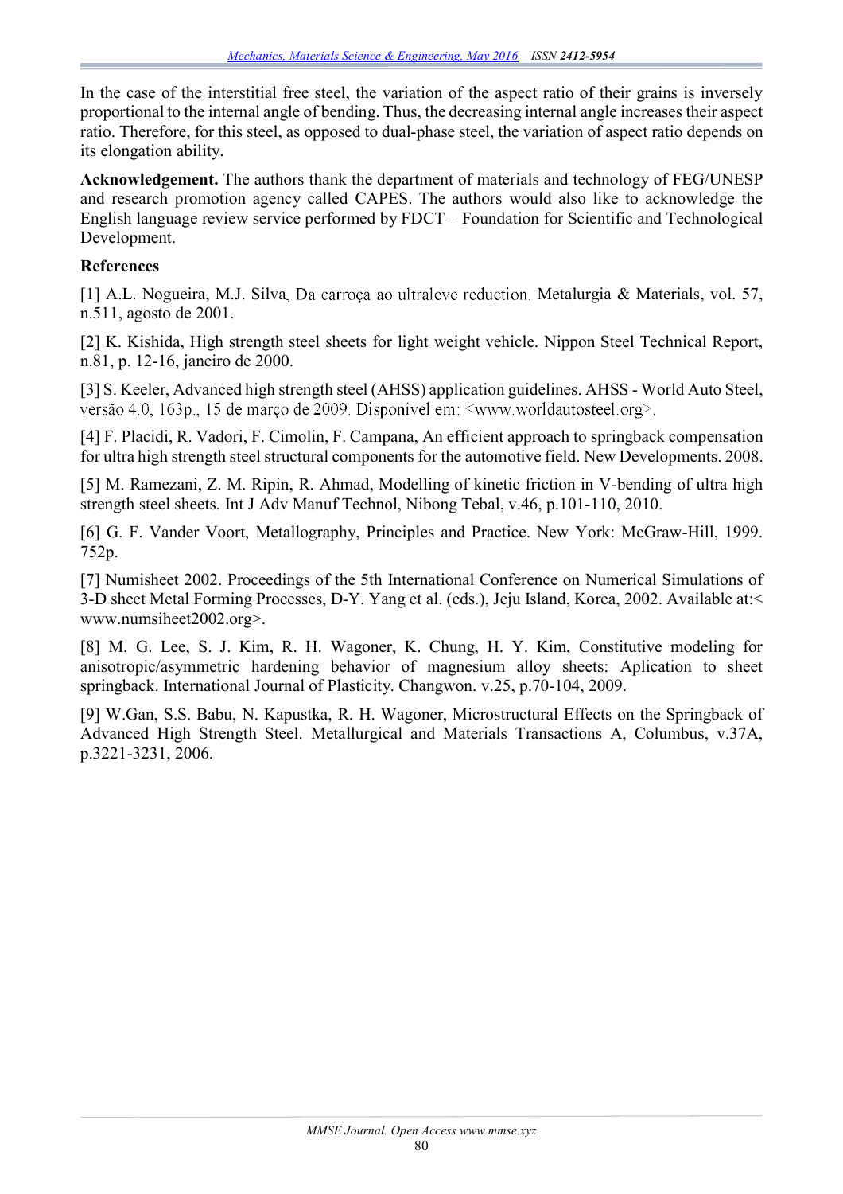In the case of the interstitial free steel, the variation of the aspect ratio of their grains is inversely proportional to the internal angle of bending. Thus, the decreasing internal angle increases their aspect ratio. Therefore, for this steel, as opposed to dual-phase steel, the variation of aspect ratio depends on its elongation ability.

**Acknowledgement.** The authors thank the department of materials and technology of FEG/UNESP and research promotion agency called CAPES. The authors would also like to acknowledge the English language review service performed by FDCT – Foundation for Scientific and Technological Development.

**References**

[1] A.L. Nogueira, M.J. Silva, Da carroça ao ultraleve reduction. Metalurgia & Materials, vol. 57, n.511, agosto de 2001.

[2] K. Kishida, High strength steel sheets for light weight vehicle. Nippon Steel Technical Report, n.81, p. 12-16, janeiro de 2000.

[3] S. Keeler, Advanced high strength steel (AHSS) application guidelines. AHSS - World Auto Steel, versão 4.0, 163p., 15 de março de 2009. Disponível em: <www.worldautosteel.org>.

[4] F. Placidi, R. Vadori, F. Cimolin, F. Campana, An efficient approach to springback compensation for ultra high strength steel structural components for the automotive field. New Developments. 2008.

[5] M. Ramezani, Z. M. Ripin, R. Ahmad, Modelling of kinetic friction in V-bending of ultra high strength steel sheets. Int J Adv Manuf Technol, Nibong Tebal, v.46, p.101-110, 2010.

[6] G. F. Vander Voort, Metallography, Principles and Practice. New York: McGraw-Hill, 1999. 752p.

[7] Numisheet 2002. Proceedings of the 5th International Conference on Numerical Simulations of 3-D sheet Metal Forming Processes, D-Y. Yang et al. (eds.), Jeju Island, Korea, 2002. Available at:< www.numsiheet2002.org>.

[8] M. G. Lee, S. J. Kim, R. H. Wagoner, K. Chung, H. Y. Kim, Constitutive modeling for anisotropic/asymmetric hardening behavior of magnesium alloy sheets: Aplication to sheet springback. International Journal of Plasticity. Changwon. v.25, p.70-104, 2009.

[9] W.Gan, S.S. Babu, N. Kapustka, R. H. Wagoner, Microstructural Effects on the Springback of Advanced High Strength Steel. Metallurgical and Materials Transactions A, Columbus, v.37A, p.3221-3231, 2006.